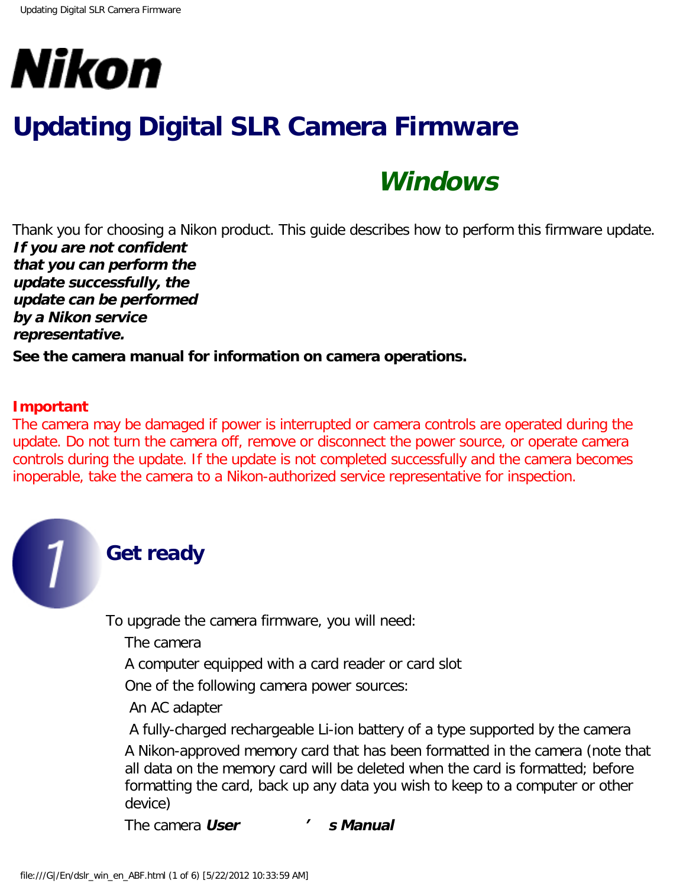# Nikon

# Updating Digital SLR Camera Firmware

## Windows

Thank you for choosing a Nikon product. This guide describes how to perform this firmware update. ***If you are not confident that you can perform the update successfully, the update can be performed by a Nikon service representative.***

**See the camera manual for information on camera operations.**

**Important**

The camera may be damaged if power is interrupted or camera controls are operated during the update. Do not turn the camera off, remove or disconnect the power source, or operate camera controls during the update. If the update is not completed successfully and the camera becomes inoperable, take the camera to a Nikon-authorized service representative for inspection.

## 1 Get ready

To upgrade the camera firmware, you will need:

- The camera
- A computer equipped with a card reader or card slot
- One of the following camera power sources:
  - An AC adapter
  - A fully-charged rechargeable Li-ion battery of a type supported by the camera
- A Nikon-approved memory card that has been formatted in the camera (note that all data on the memory card will be deleted when the card is formatted; before formatting the card, back up any data you wish to keep to a computer or other device)
- The camera ***User's Manual***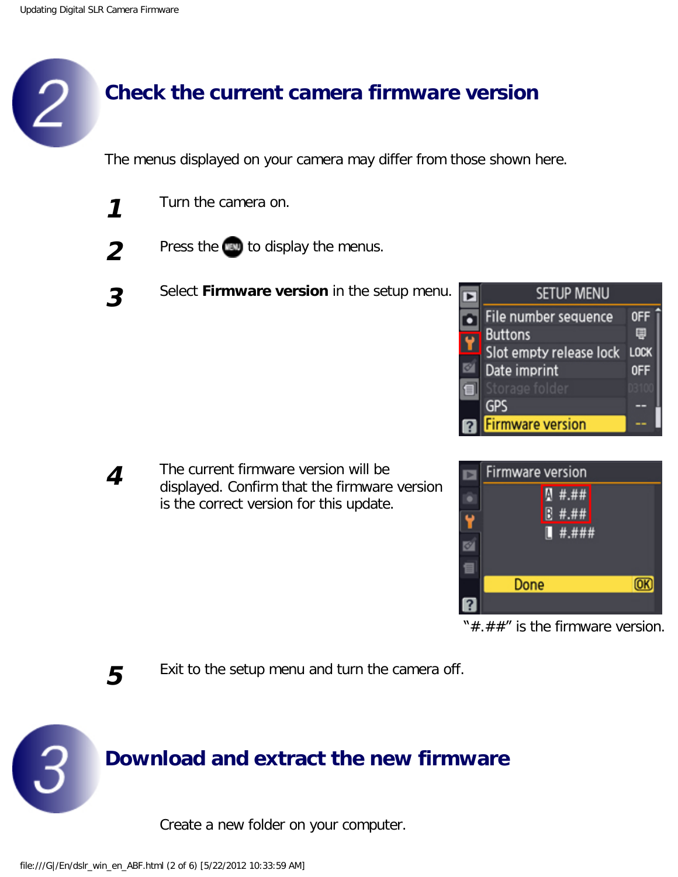## 2 Check the current camera firmware version

The menus displayed on your camera may differ from those shown here.

1. Turn the camera on.
2. Press the MENU to display the menus.
3. Select **Firmware version** in the setup menu.
4. The current firmware version will be displayed. Confirm that the firmware version is the correct version for this update.

"#.##" is the firmware version.

5. Exit to the setup menu and turn the camera off.

## 3 Download and extract the new firmware

Create a new folder on your computer.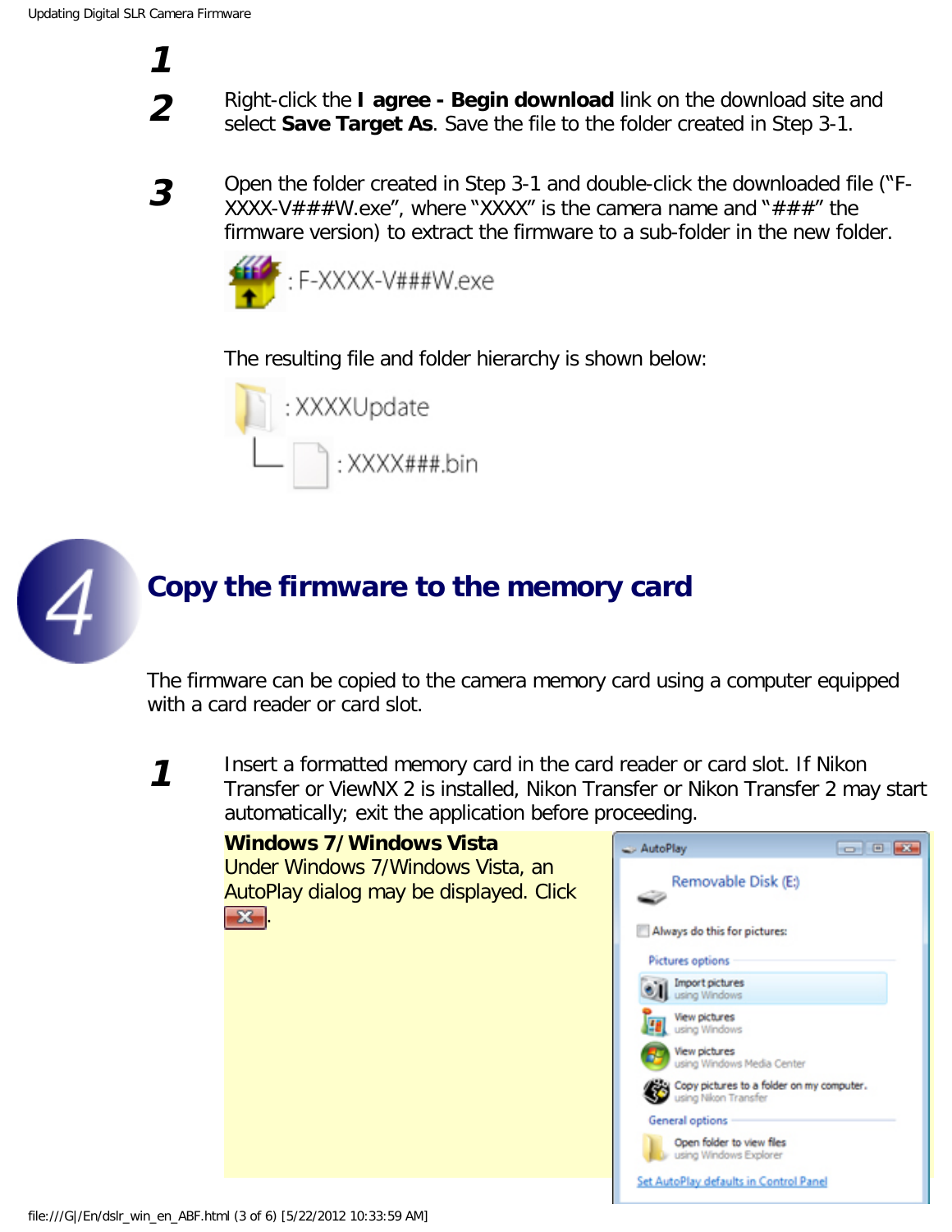**1**

**2** Right-click the **I agree - Begin download** link on the download site and select **Save Target As**. Save the file to the folder created in Step 3-1.

**3** Open the folder created in Step 3-1 and double-click the downloaded file ("F-XXXX-V###W.exe", where "XXXX" is the camera name and "###" the firmware version) to extract the firmware to a sub-folder in the new folder.

: F-XXXX-V###W.exe

The resulting file and folder hierarchy is shown below:

: XXXXUpdate

└ : XXXX###.bin

# 4 Copy the firmware to the memory card

The firmware can be copied to the camera memory card using a computer equipped with a card reader or card slot.

**1** Insert a formatted memory card in the card reader or card slot. If Nikon Transfer or ViewNX 2 is installed, Nikon Transfer or Nikon Transfer 2 may start automatically; exit the application before proceeding.

**Windows 7/Windows Vista**
Under Windows 7/Windows Vista, an AutoPlay dialog may be displayed. Click ✕.

AutoPlay

Removable Disk (E:)

Always do this for pictures:

Pictures options

Import pictures using Windows

View pictures using Windows

View pictures using Windows Media Center

Copy pictures to a folder on my computer. using Nikon Transfer

General options

Open folder to view files using Windows Explorer

Set AutoPlay defaults in Control Panel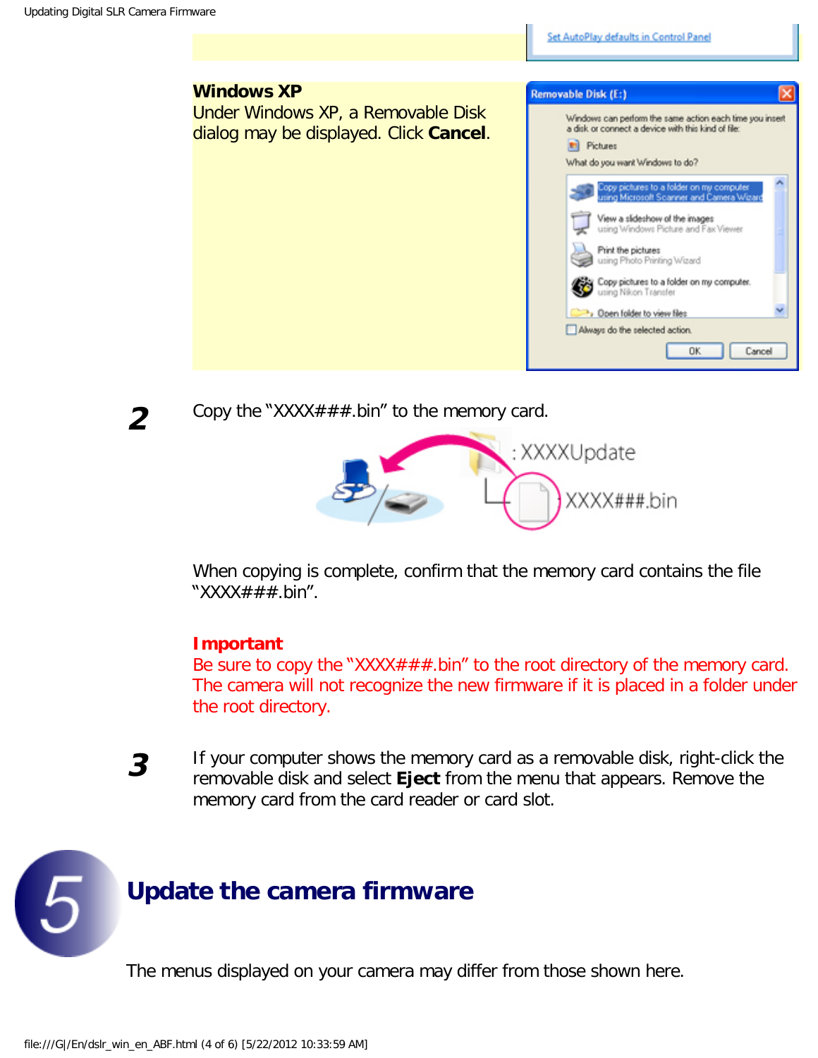**Windows XP**

Under Windows XP, a Removable Disk dialog may be displayed. Click **Cancel**.

**2** Copy the "XXXX###.bin" to the memory card.

When copying is complete, confirm that the memory card contains the file "XXXX###.bin".

**Important**

Be sure to copy the "XXXX###.bin" to the root directory of the memory card. The camera will not recognize the new firmware if it is placed in a folder under the root directory.

**3** If your computer shows the memory card as a removable disk, right-click the removable disk and select **Eject** from the menu that appears. Remove the memory card from the card reader or card slot.

## 5 Update the camera firmware

The menus displayed on your camera may differ from those shown here.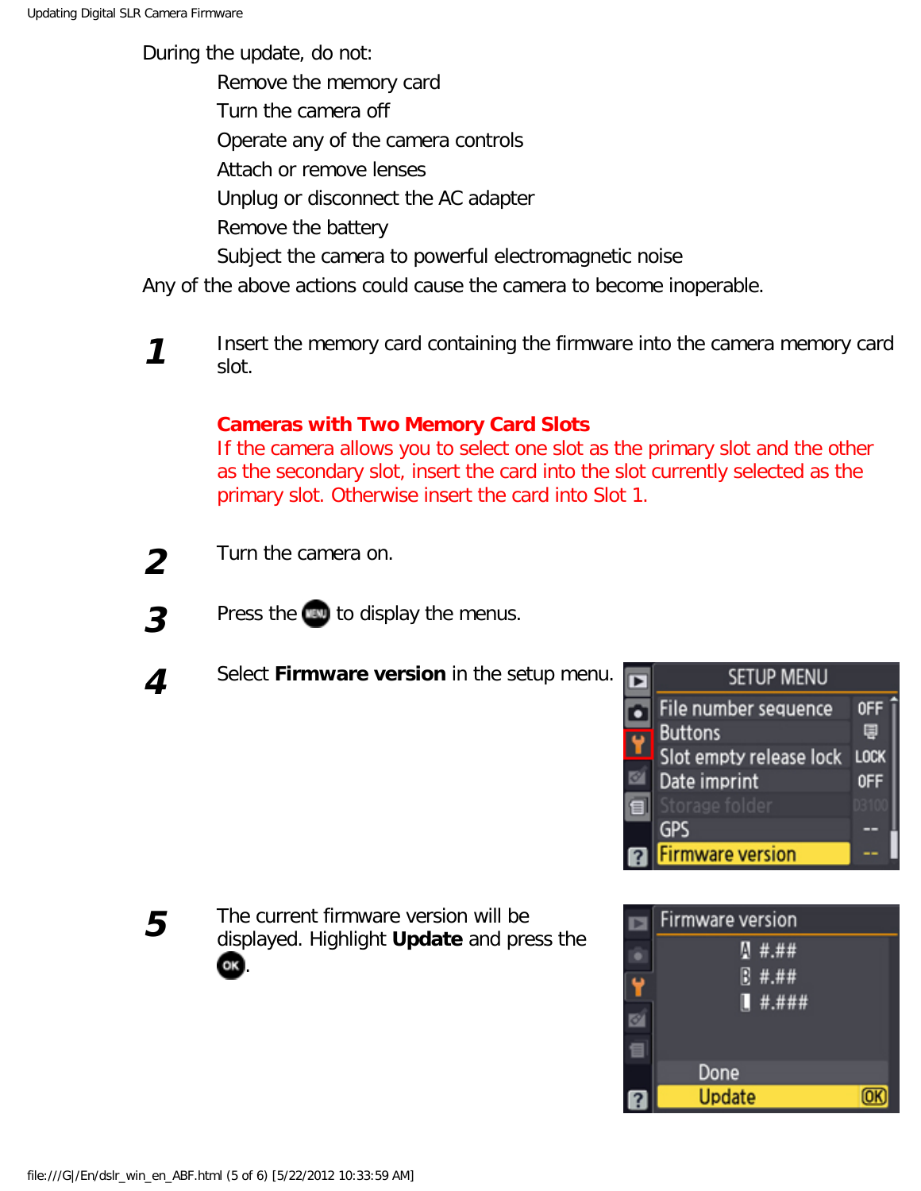During the update, do not:

- Remove the memory card
- Turn the camera off
- Operate any of the camera controls
- Attach or remove lenses
- Unplug or disconnect the AC adapter
- Remove the battery
- Subject the camera to powerful electromagnetic noise

Any of the above actions could cause the camera to become inoperable.

**1** Insert the memory card containing the firmware into the camera memory card slot.

**Cameras with Two Memory Card Slots**
If the camera allows you to select one slot as the primary slot and the other as the secondary slot, insert the card into the slot currently selected as the primary slot. Otherwise insert the card into Slot 1.

**2** Turn the camera on.

**3** Press the MENU to display the menus.

**4** Select **Firmware version** in the setup menu.

**5** The current firmware version will be displayed. Highlight **Update** and press the OK.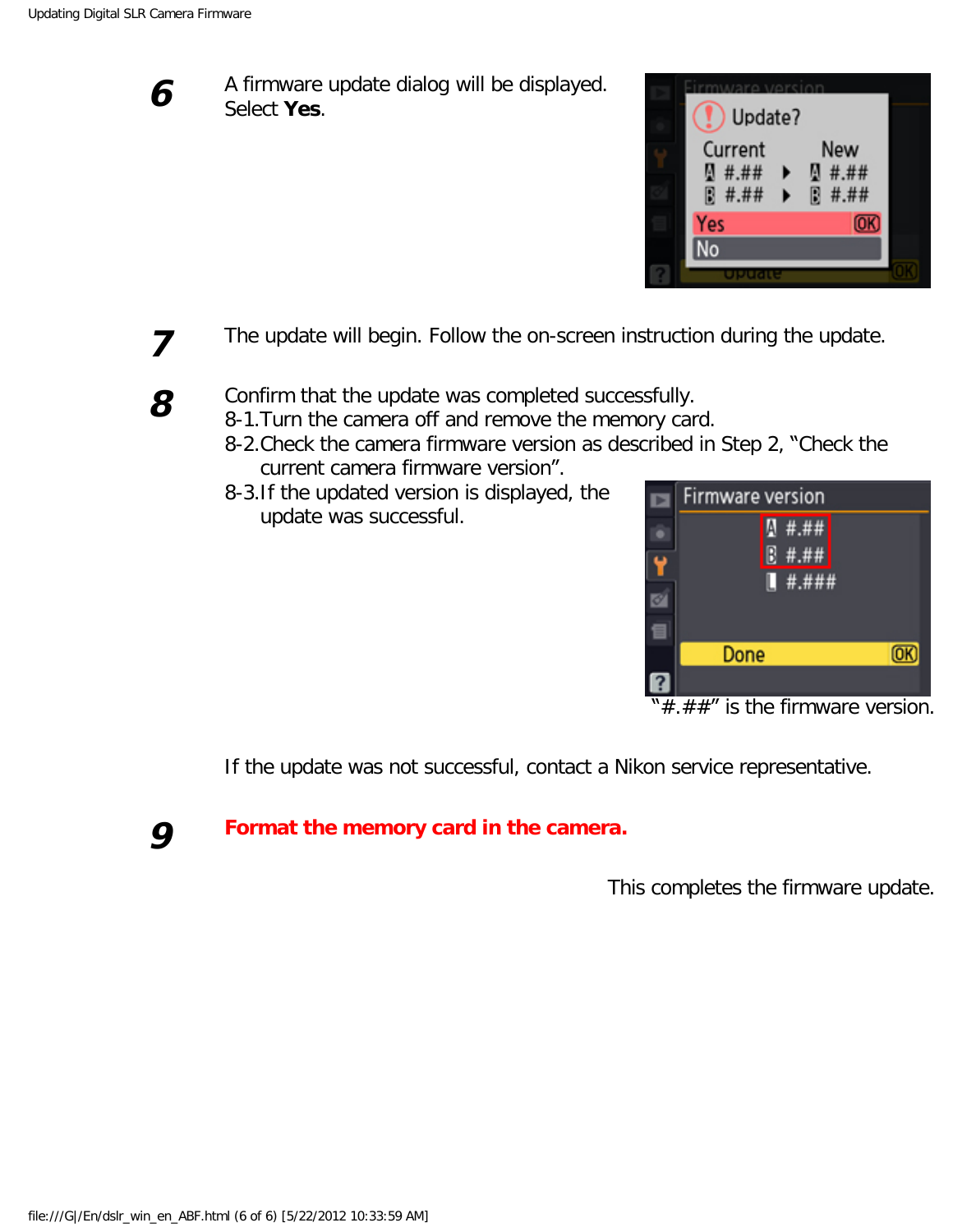**6** A firmware update dialog will be displayed. Select **Yes**.

**7** The update will begin. Follow the on-screen instruction during the update.

**8** Confirm that the update was completed successfully.

8-1.Turn the camera off and remove the memory card.

8-2.Check the camera firmware version as described in Step 2, "Check the current camera firmware version".

8-3.If the updated version is displayed, the update was successful.

"#.##" is the firmware version.

If the update was not successful, contact a Nikon service representative.

**9** **Format the memory card in the camera.**

This completes the firmware update.